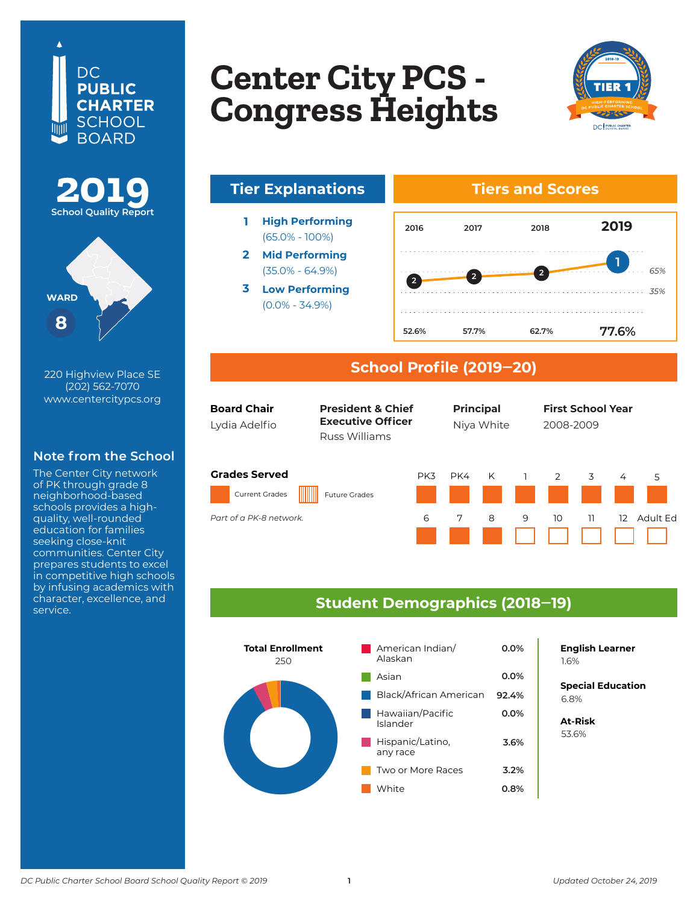# Center City PCS - Congress Heights

DC PUBLIC CHARTER SCHOOL BOARD

**2019**
School Quality Report

WARD **8**

220 Highview Place SE
(202) 562-7070
www.centercitypcs.org

### Note from the School

The Center City network of PK through grade 8 neighborhood-based schools provides a high-quality, well-rounded education for families seeking close-knit communities. Center City prepares students to excel in competitive high schools by infusing academics with character, excellence, and service.

## Tier Explanations

1. **High Performing** (65.0% - 100%)
2. **Mid Performing** (35.0% - 64.9%)
3. **Low Performing** (0.0% - 34.9%)

## Tiers and Scores

| | 2016 | 2017 | 2018 | 2019 |
|---|---|---|---|---|
| Tier | 2 | 2 | 2 | 1 |
| Score | 52.6% | 57.7% | 62.7% | 77.6% |

## School Profile (2019–20)

**Board Chair**
Lydia Adelfio

**President & Chief Executive Officer**
Russ Williams

**Principal**
Niya White

**First School Year**
2008-2009

**Grades Served**

Current Grades: PK3, PK4, K, 1, 2, 3, 4, 5, 6, 7, 8

Future Grades: none

*Part of a PK-8 network.*

## Student Demographics (2018–19)

**Total Enrollment**
250

| Race/Ethnicity | Percent |
|---|---|
| American Indian/ Alaskan | 0.0% |
| Asian | 0.0% |
| Black/African American | 92.4% |
| Hawaiian/Pacific Islander | 0.0% |
| Hispanic/Latino, any race | 3.6% |
| Two or More Races | 3.2% |
| White | 0.8% |

**English Learner**
1.6%

**Special Education**
6.8%

**At-Risk**
53.6%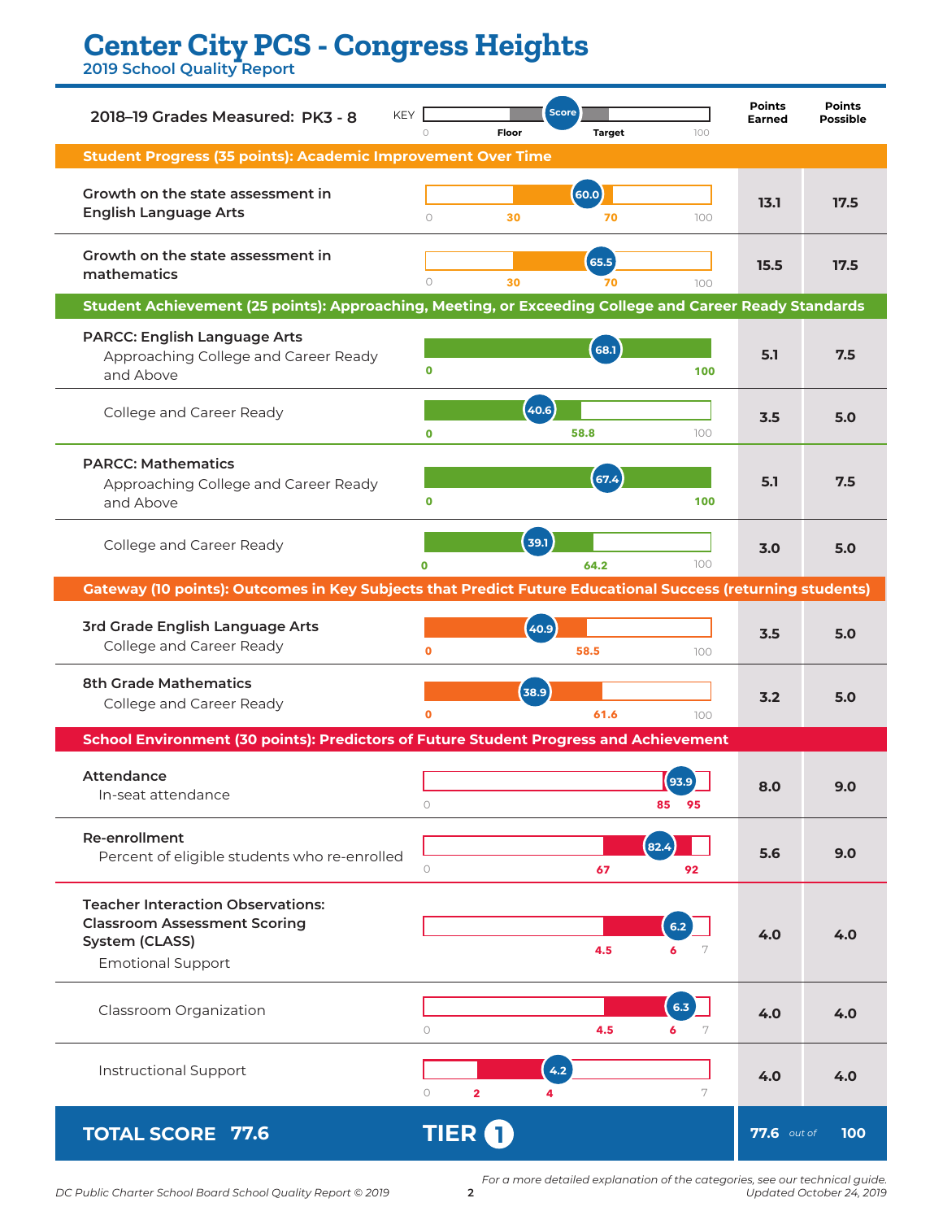# Center City PCS - Congress Heights

## 2019 School Quality Report

**2018–19 Grades Measured: PK3 - 8**

KEY: Score shown on bar from 0 to 100, with Floor and Target markers.

| Measure | Score | Floor | Target | Max | Points Earned | Points Possible |
|---|---|---|---|---|---|---|
| **Student Progress (35 points): Academic Improvement Over Time** | | | | | | |
| Growth on the state assessment in English Language Arts | 60.0 | 30 | 70 | 100 | 13.1 | 17.5 |
| Growth on the state assessment in mathematics | 65.5 | 30 | 70 | 100 | 15.5 | 17.5 |
| **Student Achievement (25 points): Approaching, Meeting, or Exceeding College and Career Ready Standards** | | | | | | |
| **PARCC: English Language Arts** Approaching College and Career Ready and Above | 68.1 | 0 | 100 | | 5.1 | 7.5 |
| College and Career Ready | 40.6 | 0 | 58.8 | 100 | 3.5 | 5.0 |
| **PARCC: Mathematics** Approaching College and Career Ready and Above | 67.4 | 0 | 100 | | 5.1 | 7.5 |
| College and Career Ready | 39.1 | 0 | 64.2 | 100 | 3.0 | 5.0 |
| **Gateway (10 points): Outcomes in Key Subjects that Predict Future Educational Success (returning students)** | | | | | | |
| **3rd Grade English Language Arts** College and Career Ready | 40.9 | 0 | 58.5 | 100 | 3.5 | 5.0 |
| **8th Grade Mathematics** College and Career Ready | 38.9 | 0 | 61.6 | 100 | 3.2 | 5.0 |
| **School Environment (30 points): Predictors of Future Student Progress and Achievement** | | | | | | |
| **Attendance** In-seat attendance | 93.9 | 85 | 95 | | 8.0 | 9.0 |
| **Re-enrollment** Percent of eligible students who re-enrolled | 82.4 | 67 | 92 | | 5.6 | 9.0 |
| **Teacher Interaction Observations: Classroom Assessment Scoring System (CLASS)** Emotional Support | 6.2 | 4.5 | 6 | 7 | 4.0 | 4.0 |
| Classroom Organization | 6.3 | 4.5 | 6 | 7 | 4.0 | 4.0 |
| Instructional Support | 4.2 | 2 | 4 | 7 | 4.0 | 4.0 |

**TOTAL SCORE 77.6** — **TIER 1** — 77.6 *out of* 100

*For a more detailed explanation of the categories, see our technical guide.*
*Updated October 24, 2019*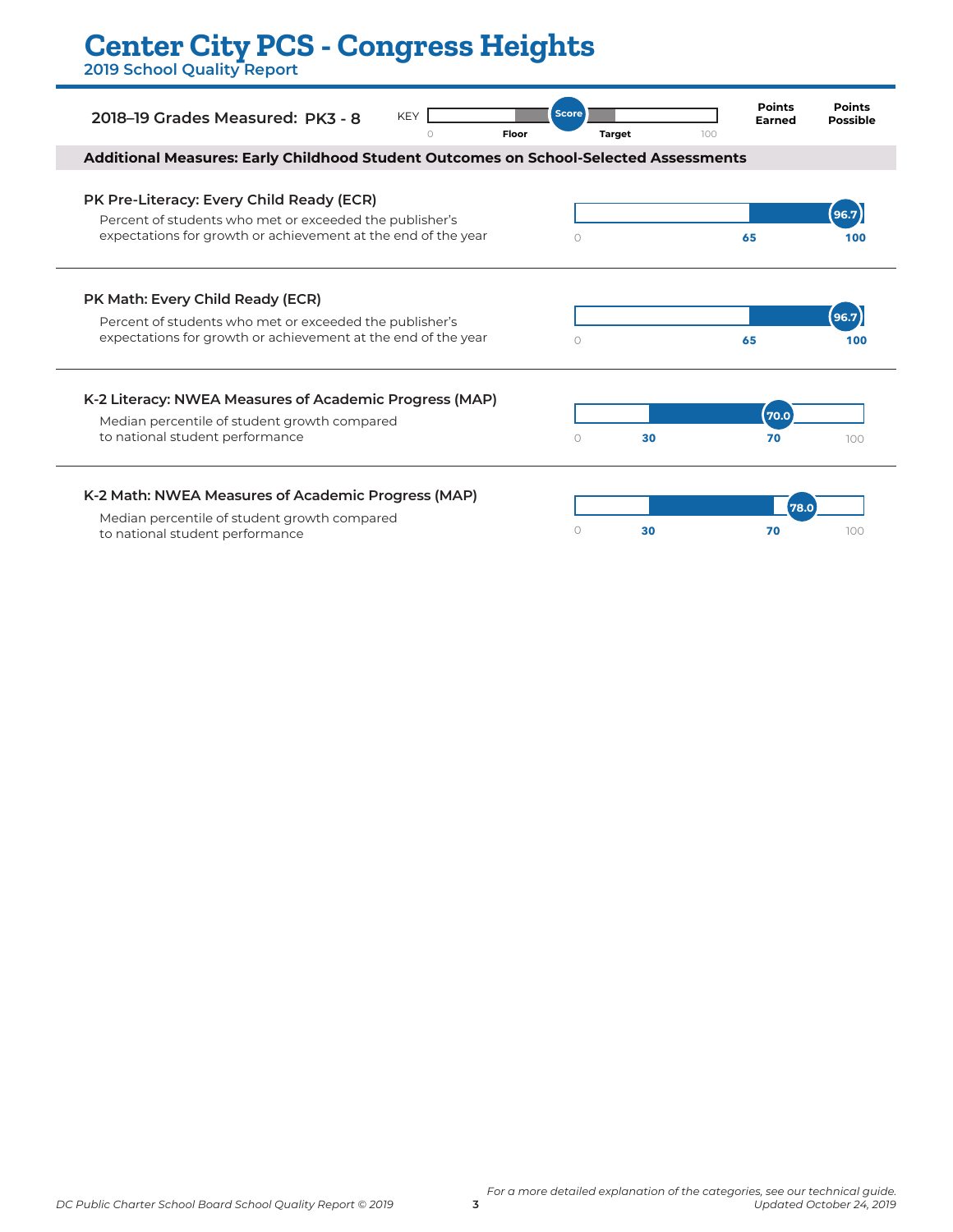# Center City PCS - Congress Heights

**2019 School Quality Report**

**2018–19 Grades Measured: PK3 - 8**

KEY
0 Floor Score Target 100

Points Earned | Points Possible

## Additional Measures: Early Childhood Student Outcomes on School-Selected Assessments

### PK Pre-Literacy: Every Child Ready (ECR)

Percent of students who met or exceeded the publisher's expectations for growth or achievement at the end of the year

96.7
0 65 100

### PK Math: Every Child Ready (ECR)

Percent of students who met or exceeded the publisher's expectations for growth or achievement at the end of the year

96.7
0 65 100

### K-2 Literacy: NWEA Measures of Academic Progress (MAP)

Median percentile of student growth compared to national student performance

70.0
0 30 70 100

### K-2 Math: NWEA Measures of Academic Progress (MAP)

Median percentile of student growth compared to national student performance

78.0
0 30 70 100

*For a more detailed explanation of the categories, see our technical guide.*
*Updated October 24, 2019*